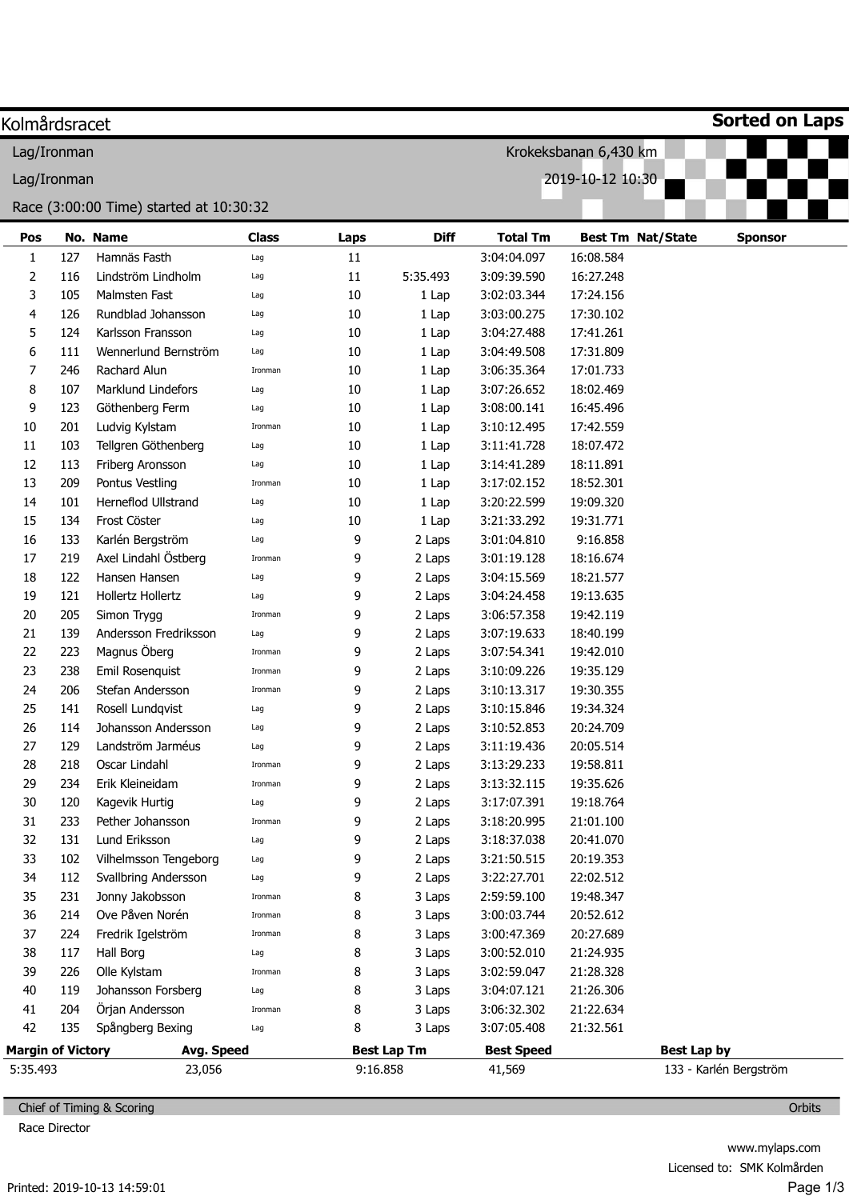# Kolmårdsracet

**Sorted on Laps**

Lag/Ironman

Lag/Ironman

Race (3:00:00 Time) started at 10:30:32

Krokeksbanan 6,430 km

2019-10-12 10:30

| Pos | No. | Name | Class | Laps | Diff | Total Tm | Best Tm | Nat/State | Sponsor |
|---|---|---|---|---|---|---|---|---|---|
| 1 | 127 | Hamnäs Fasth | Lag | 11 | | 3:04:04.097 | 16:08.584 | | |
| 2 | 116 | Lindström Lindholm | Lag | 11 | 5:35.493 | 3:09:39.590 | 16:27.248 | | |
| 3 | 105 | Malmsten Fast | Lag | 10 | 1 Lap | 3:02:03.344 | 17:24.156 | | |
| 4 | 126 | Rundblad Johansson | Lag | 10 | 1 Lap | 3:03:00.275 | 17:30.102 | | |
| 5 | 124 | Karlsson Fransson | Lag | 10 | 1 Lap | 3:04:27.488 | 17:41.261 | | |
| 6 | 111 | Wennerlund Bernström | Lag | 10 | 1 Lap | 3:04:49.508 | 17:31.809 | | |
| 7 | 246 | Rachard Alun | Ironman | 10 | 1 Lap | 3:06:35.364 | 17:01.733 | | |
| 8 | 107 | Marklund Lindefors | Lag | 10 | 1 Lap | 3:07:26.652 | 18:02.469 | | |
| 9 | 123 | Göthenberg Ferm | Lag | 10 | 1 Lap | 3:08:00.141 | 16:45.496 | | |
| 10 | 201 | Ludvig Kylstam | Ironman | 10 | 1 Lap | 3:10:12.495 | 17:42.559 | | |
| 11 | 103 | Tellgren Göthenberg | Lag | 10 | 1 Lap | 3:11:41.728 | 18:07.472 | | |
| 12 | 113 | Friberg Aronsson | Lag | 10 | 1 Lap | 3:14:41.289 | 18:11.891 | | |
| 13 | 209 | Pontus Vestling | Ironman | 10 | 1 Lap | 3:17:02.152 | 18:52.301 | | |
| 14 | 101 | Herneflod Ullstrand | Lag | 10 | 1 Lap | 3:20:22.599 | 19:09.320 | | |
| 15 | 134 | Frost Cöster | Lag | 10 | 1 Lap | 3:21:33.292 | 19:31.771 | | |
| 16 | 133 | Karlén Bergström | Lag | 9 | 2 Laps | 3:01:04.810 | 9:16.858 | | |
| 17 | 219 | Axel Lindahl Östberg | Ironman | 9 | 2 Laps | 3:01:19.128 | 18:16.674 | | |
| 18 | 122 | Hansen Hansen | Lag | 9 | 2 Laps | 3:04:15.569 | 18:21.577 | | |
| 19 | 121 | Hollertz Hollertz | Lag | 9 | 2 Laps | 3:04:24.458 | 19:13.635 | | |
| 20 | 205 | Simon Trygg | Ironman | 9 | 2 Laps | 3:06:57.358 | 19:42.119 | | |
| 21 | 139 | Andersson Fredriksson | Lag | 9 | 2 Laps | 3:07:19.633 | 18:40.199 | | |
| 22 | 223 | Magnus Öberg | Ironman | 9 | 2 Laps | 3:07:54.341 | 19:42.010 | | |
| 23 | 238 | Emil Rosenquist | Ironman | 9 | 2 Laps | 3:10:09.226 | 19:35.129 | | |
| 24 | 206 | Stefan Andersson | Ironman | 9 | 2 Laps | 3:10:13.317 | 19:30.355 | | |
| 25 | 141 | Rosell Lundqvist | Lag | 9 | 2 Laps | 3:10:15.846 | 19:34.324 | | |
| 26 | 114 | Johansson Andersson | Lag | 9 | 2 Laps | 3:10:52.853 | 20:24.709 | | |
| 27 | 129 | Landström Jarméus | Lag | 9 | 2 Laps | 3:11:19.436 | 20:05.514 | | |
| 28 | 218 | Oscar Lindahl | Ironman | 9 | 2 Laps | 3:13:29.233 | 19:58.811 | | |
| 29 | 234 | Erik Kleineidam | Ironman | 9 | 2 Laps | 3:13:32.115 | 19:35.626 | | |
| 30 | 120 | Kagevik Hurtig | Lag | 9 | 2 Laps | 3:17:07.391 | 19:18.764 | | |
| 31 | 233 | Pether Johansson | Ironman | 9 | 2 Laps | 3:18:20.995 | 21:01.100 | | |
| 32 | 131 | Lund Eriksson | Lag | 9 | 2 Laps | 3:18:37.038 | 20:41.070 | | |
| 33 | 102 | Vilhelmsson Tengeborg | Lag | 9 | 2 Laps | 3:21:50.515 | 20:19.353 | | |
| 34 | 112 | Svallbring Andersson | Lag | 9 | 2 Laps | 3:22:27.701 | 22:02.512 | | |
| 35 | 231 | Jonny Jakobsson | Ironman | 8 | 3 Laps | 2:59:59.100 | 19:48.347 | | |
| 36 | 214 | Ove Påven Norén | Ironman | 8 | 3 Laps | 3:00:03.744 | 20:52.612 | | |
| 37 | 224 | Fredrik Igelström | Ironman | 8 | 3 Laps | 3:00:47.369 | 20:27.689 | | |
| 38 | 117 | Hall Borg | Lag | 8 | 3 Laps | 3:00:52.010 | 21:24.935 | | |
| 39 | 226 | Olle Kylstam | Ironman | 8 | 3 Laps | 3:02:59.047 | 21:28.328 | | |
| 40 | 119 | Johansson Forsberg | Lag | 8 | 3 Laps | 3:04:07.121 | 21:26.306 | | |
| 41 | 204 | Örjan Andersson | Ironman | 8 | 3 Laps | 3:06:32.302 | 21:22.634 | | |
| 42 | 135 | Spångberg Bexing | Lag | 8 | 3 Laps | 3:07:05.408 | 21:32.561 | | |

| Margin of Victory | Avg. Speed | Best Lap Tm | Best Speed | Best Lap by |
|---|---|---|---|---|
| 5:35.493 | 23,056 | 9:16.858 | 41,569 | 133 - Karlén Bergström |

Chief of Timing & Scoring

Race Director

Orbits

www.mylaps.com

Licensed to: SMK Kolmården

Printed: 2019-10-13 14:59:01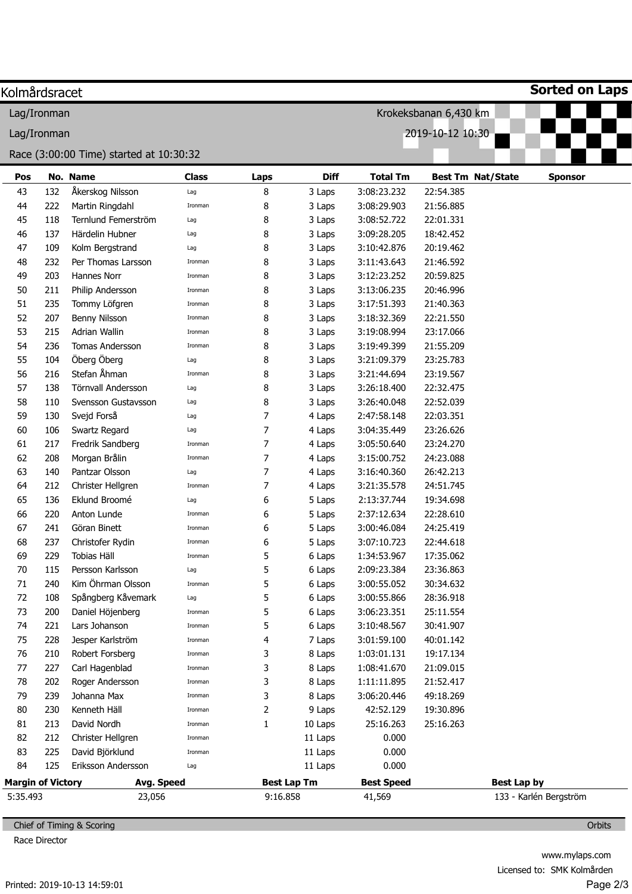# Kolmårdsracet

**Sorted on Laps**

Lag/Ironman — Krokeksbanan 6,430 km

Lag/Ironman — 2019-10-12 10:30

Race (3:00:00 Time) started at 10:30:32

| Pos | No. | Name | Class | Laps | Diff | Total Tm | Best Tm | Nat/State | Sponsor |
|---|---|---|---|---|---|---|---|---|---|
| 43 | 132 | Åkerskog Nilsson | Lag | 8 | 3 Laps | 3:08:23.232 | 22:54.385 | | |
| 44 | 222 | Martin Ringdahl | Ironman | 8 | 3 Laps | 3:08:29.903 | 21:56.885 | | |
| 45 | 118 | Ternlund Femerström | Lag | 8 | 3 Laps | 3:08:52.722 | 22:01.331 | | |
| 46 | 137 | Härdelin Hubner | Lag | 8 | 3 Laps | 3:09:28.205 | 18:42.452 | | |
| 47 | 109 | Kolm Bergstrand | Lag | 8 | 3 Laps | 3:10:42.876 | 20:19.462 | | |
| 48 | 232 | Per Thomas Larsson | Ironman | 8 | 3 Laps | 3:11:43.643 | 21:46.592 | | |
| 49 | 203 | Hannes Norr | Ironman | 8 | 3 Laps | 3:12:23.252 | 20:59.825 | | |
| 50 | 211 | Philip Andersson | Ironman | 8 | 3 Laps | 3:13:06.235 | 20:46.996 | | |
| 51 | 235 | Tommy Löfgren | Ironman | 8 | 3 Laps | 3:17:51.393 | 21:40.363 | | |
| 52 | 207 | Benny Nilsson | Ironman | 8 | 3 Laps | 3:18:32.369 | 22:21.550 | | |
| 53 | 215 | Adrian Wallin | Ironman | 8 | 3 Laps | 3:19:08.994 | 23:17.066 | | |
| 54 | 236 | Tomas Andersson | Ironman | 8 | 3 Laps | 3:19:49.399 | 21:55.209 | | |
| 55 | 104 | Öberg Öberg | Lag | 8 | 3 Laps | 3:21:09.379 | 23:25.783 | | |
| 56 | 216 | Stefan Åhman | Ironman | 8 | 3 Laps | 3:21:44.694 | 23:19.567 | | |
| 57 | 138 | Törnvall Andersson | Lag | 8 | 3 Laps | 3:26:18.400 | 22:32.475 | | |
| 58 | 110 | Svensson Gustavsson | Lag | 8 | 3 Laps | 3:26:40.048 | 22:52.039 | | |
| 59 | 130 | Svejd Forså | Lag | 7 | 4 Laps | 2:47:58.148 | 22:03.351 | | |
| 60 | 106 | Swartz Regard | Lag | 7 | 4 Laps | 3:04:35.449 | 23:26.626 | | |
| 61 | 217 | Fredrik Sandberg | Ironman | 7 | 4 Laps | 3:05:50.640 | 23:24.270 | | |
| 62 | 208 | Morgan Brålin | Ironman | 7 | 4 Laps | 3:15:00.752 | 24:23.088 | | |
| 63 | 140 | Pantzar Olsson | Lag | 7 | 4 Laps | 3:16:40.360 | 26:42.213 | | |
| 64 | 212 | Christer Hellgren | Ironman | 7 | 4 Laps | 3:21:35.578 | 24:51.745 | | |
| 65 | 136 | Eklund Broomé | Lag | 6 | 5 Laps | 2:13:37.744 | 19:34.698 | | |
| 66 | 220 | Anton Lunde | Ironman | 6 | 5 Laps | 2:37:12.634 | 22:28.610 | | |
| 67 | 241 | Göran Binett | Ironman | 6 | 5 Laps | 3:00:46.084 | 24:25.419 | | |
| 68 | 237 | Christofer Rydin | Ironman | 6 | 5 Laps | 3:07:10.723 | 22:44.618 | | |
| 69 | 229 | Tobias Häll | Ironman | 5 | 6 Laps | 1:34:53.967 | 17:35.062 | | |
| 70 | 115 | Persson Karlsson | Lag | 5 | 6 Laps | 2:09:23.384 | 23:36.863 | | |
| 71 | 240 | Kim Öhrman Olsson | Ironman | 5 | 6 Laps | 3:00:55.052 | 30:34.632 | | |
| 72 | 108 | Spångberg Kåvemark | Lag | 5 | 6 Laps | 3:00:55.866 | 28:36.918 | | |
| 73 | 200 | Daniel Höjenberg | Ironman | 5 | 6 Laps | 3:06:23.351 | 25:11.554 | | |
| 74 | 221 | Lars Johanson | Ironman | 5 | 6 Laps | 3:10:48.567 | 30:41.907 | | |
| 75 | 228 | Jesper Karlström | Ironman | 4 | 7 Laps | 3:01:59.100 | 40:01.142 | | |
| 76 | 210 | Robert Forsberg | Ironman | 3 | 8 Laps | 1:03:01.131 | 19:17.134 | | |
| 77 | 227 | Carl Hagenblad | Ironman | 3 | 8 Laps | 1:08:41.670 | 21:09.015 | | |
| 78 | 202 | Roger Andersson | Ironman | 3 | 8 Laps | 1:11:11.895 | 21:52.417 | | |
| 79 | 239 | Johanna Max | Ironman | 3 | 8 Laps | 3:06:20.446 | 49:18.269 | | |
| 80 | 230 | Kenneth Häll | Ironman | 2 | 9 Laps | 42:52.129 | 19:30.896 | | |
| 81 | 213 | David Nordh | Ironman | 1 | 10 Laps | 25:16.263 | 25:16.263 | | |
| 82 | 212 | Christer Hellgren | Ironman | | 11 Laps | 0.000 | | | |
| 83 | 225 | David Björklund | Ironman | | 11 Laps | 0.000 | | | |
| 84 | 125 | Eriksson Andersson | Lag | | 11 Laps | 0.000 | | | |

| Margin of Victory | Avg. Speed | Best Lap Tm | Best Speed | Best Lap by |
|---|---|---|---|---|
| 5:35.493 | 23,056 | 9:16.858 | 41,569 | 133 - Karlén Bergström |

Chief of Timing & Scoring — Orbits

Race Director

www.mylaps.com

Licensed to: SMK Kolmården

Printed: 2019-10-13 14:59:01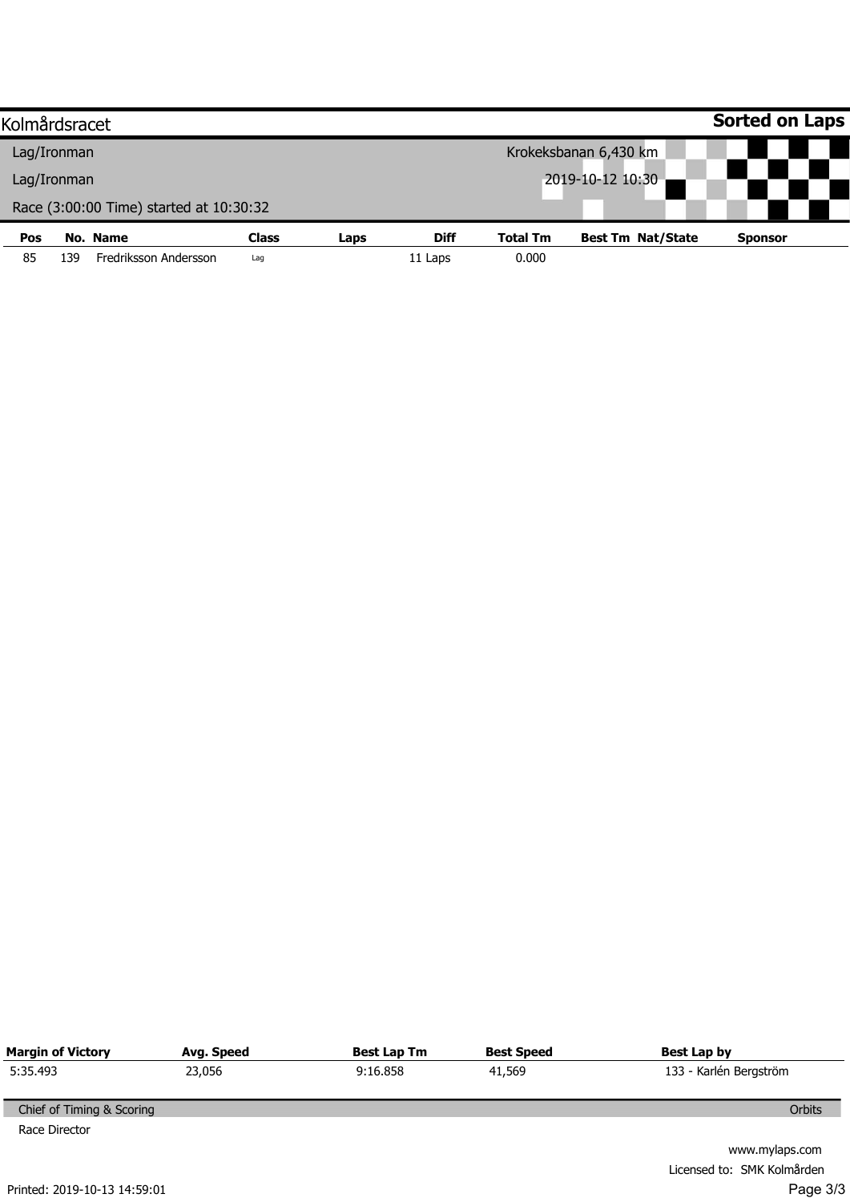Kolmårdsracet

**Sorted on Laps**

Lag/Ironman

Lag/Ironman

Race (3:00:00 Time) started at 10:30:32

Krokeksbanan 6,430 km

2019-10-12 10:30

| Pos | No. | Name | Class | Laps | Diff | Total Tm | Best Tm | Nat/State | Sponsor |
|---|---|---|---|---|---|---|---|---|---|
| 85 | 139 | Fredriksson Andersson | Lag | | 11 Laps | 0.000 | | | |

| Margin of Victory | Avg. Speed | Best Lap Tm | Best Speed | Best Lap by |
|---|---|---|---|---|
| 5:35.493 | 23,056 | 9:16.858 | 41,569 | 133 - Karlén Bergström |

Chief of Timing & Scoring

Race Director

Orbits

www.mylaps.com

Licensed to: SMK Kolmården

Printed: 2019-10-13 14:59:01